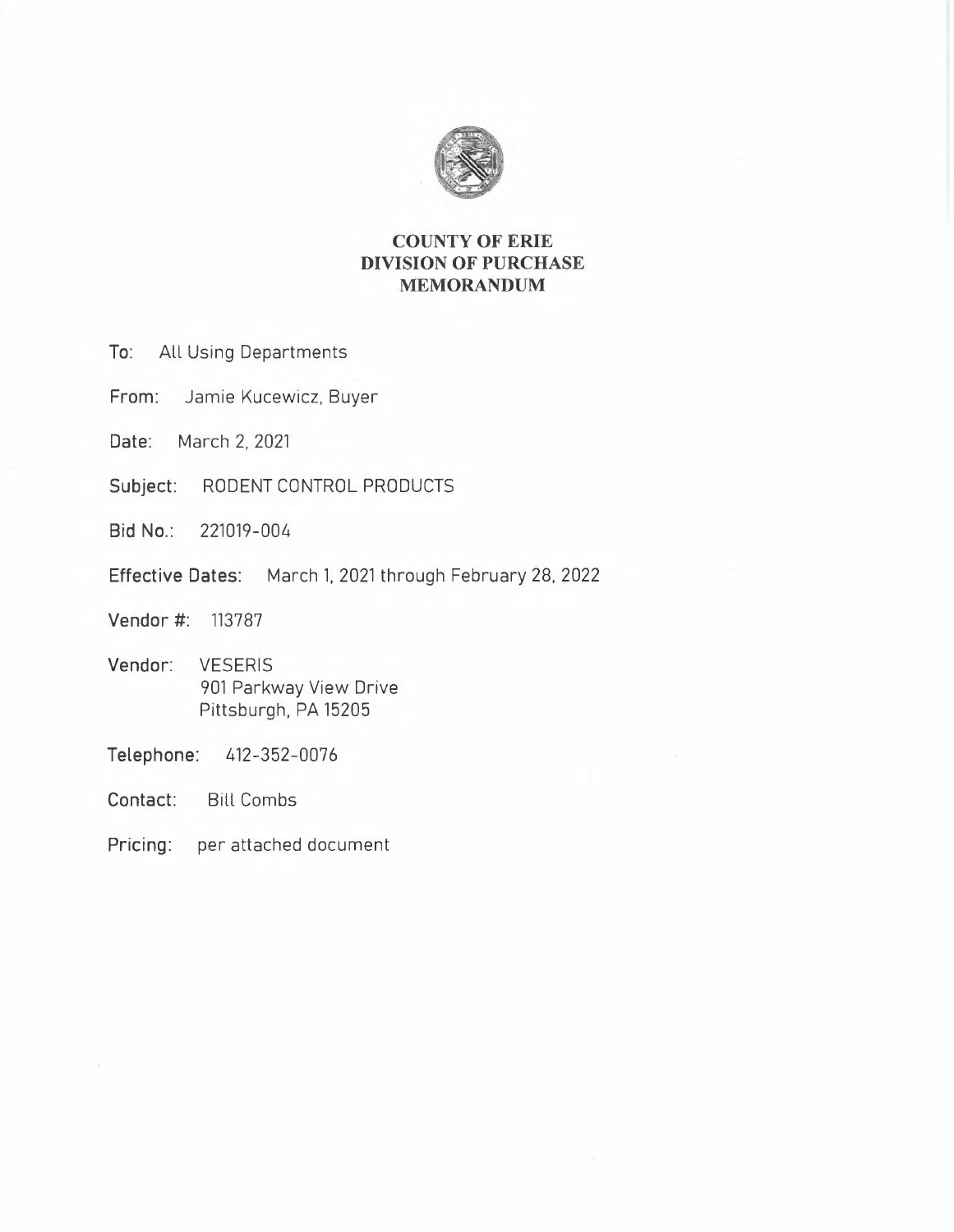# COUNTY OF ERIE
## DIVISION OF PURCHASE
## MEMORANDUM

**To:** All Using Departments

**From:** Jamie Kucewicz, Buyer

**Date:** March 2, 2021

**Subject:** RODENT CONTROL PRODUCTS

**Bid No.:** 221019-004

**Effective Dates:** March 1, 2021 through February 28, 2022

**Vendor #:** 113787

**Vendor:** VESERIS
901 Parkway View Drive
Pittsburgh, PA 15205

**Telephone:** 412-352-0076

**Contact:** Bill Combs

**Pricing:** per attached document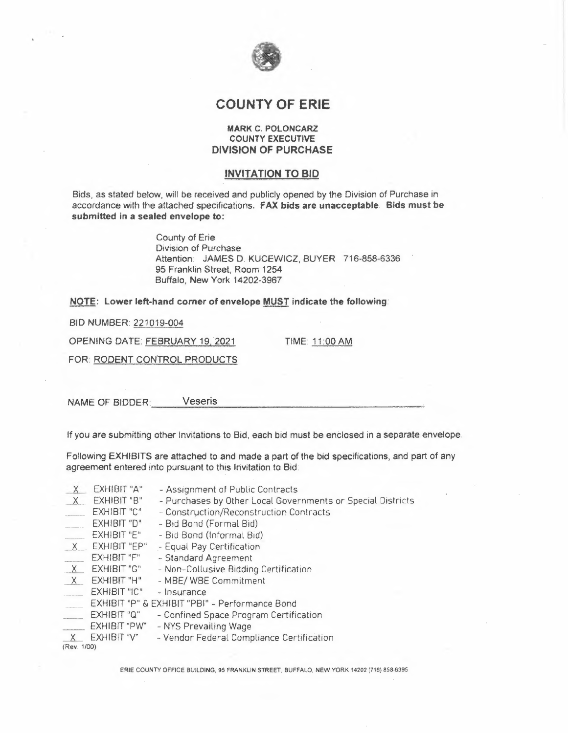# COUNTY OF ERIE

**MARK C. POLONCARZ**
**COUNTY EXECUTIVE**
**DIVISION OF PURCHASE**

## INVITATION TO BID

Bids, as stated below, will be received and publicly opened by the Division of Purchase in accordance with the attached specifications. **FAX bids are unacceptable. Bids must be submitted in a sealed envelope to:**

County of Erie
Division of Purchase
Attention: JAMES D. KUCEWICZ, BUYER 716-858-6336
95 Franklin Street, Room 1254
Buffalo, New York 14202-3967

**NOTE: Lower left-hand corner of envelope MUST indicate the following:**

BID NUMBER: 221019-004

OPENING DATE: FEBRUARY 19, 2021 TIME: 11:00 AM

FOR: RODENT CONTROL PRODUCTS

NAME OF BIDDER: Veseris

If you are submitting other Invitations to Bid, each bid must be enclosed in a separate envelope.

Following EXHIBITS are attached to and made a part of the bid specifications, and part of any agreement entered into pursuant to this Invitation to Bid:

- X EXHIBIT "A" - Assignment of Public Contracts
- X EXHIBIT "B" - Purchases by Other Local Governments or Special Districts
- ___ EXHIBIT "C" - Construction/Reconstruction Contracts
- ___ EXHIBIT "D" - Bid Bond (Formal Bid)
- ___ EXHIBIT "E" - Bid Bond (Informal Bid)
- X EXHIBIT "EP" - Equal Pay Certification
- ___ EXHIBIT "F" - Standard Agreement
- X EXHIBIT "G" - Non-Collusive Bidding Certification
- X EXHIBIT "H" - MBE/ WBE Commitment
- ___ EXHIBIT "IC" - Insurance
- ___ EXHIBIT "P" & EXHIBIT "PBI" - Performance Bond
- ___ EXHIBIT "Q" - Confined Space Program Certification
- ___ EXHIBIT "PW" - NYS Prevailing Wage
- X EXHIBIT "V" - Vendor Federal Compliance Certification

(Rev. 1/00)

ERIE COUNTY OFFICE BUILDING, 95 FRANKLIN STREET, BUFFALO, NEW YORK 14202 (716) 858-6395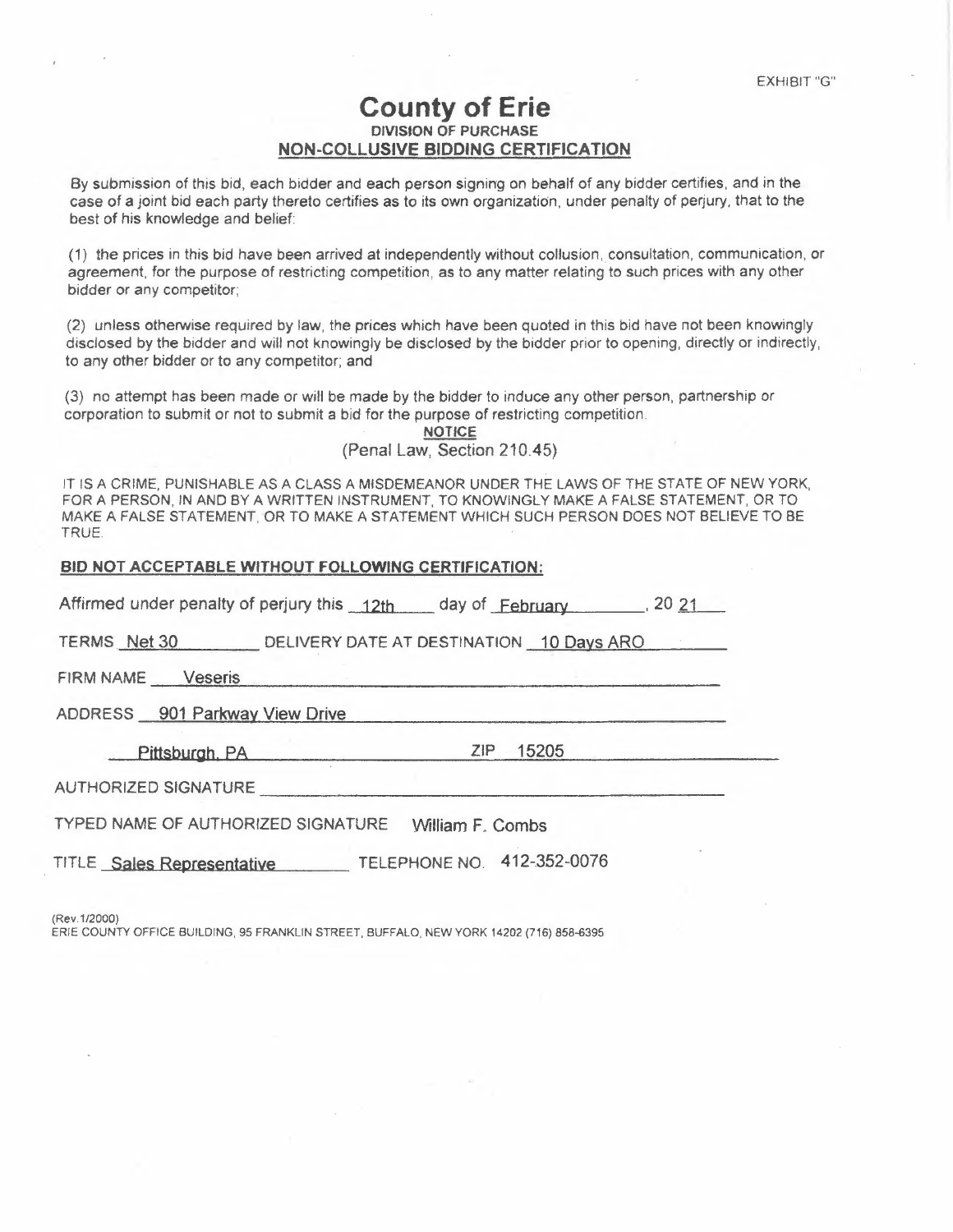EXHIBIT "G"

# County of Erie

**DIVISION OF PURCHASE**

**NON-COLLUSIVE BIDDING CERTIFICATION**

By submission of this bid, each bidder and each person signing on behalf of any bidder certifies, and in the case of a joint bid each party thereto certifies as to its own organization, under penalty of perjury, that to the best of his knowledge and belief:

(1) the prices in this bid have been arrived at independently without collusion, consultation, communication, or agreement, for the purpose of restricting competition, as to any matter relating to such prices with any other bidder or any competitor;

(2) unless otherwise required by law, the prices which have been quoted in this bid have not been knowingly disclosed by the bidder and will not knowingly be disclosed by the bidder prior to opening, directly or indirectly, to any other bidder or to any competitor; and

(3) no attempt has been made or will be made by the bidder to induce any other person, partnership or corporation to submit or not to submit a bid for the purpose of restricting competition.

**NOTICE**

(Penal Law, Section 210.45)

IT IS A CRIME, PUNISHABLE AS A CLASS A MISDEMEANOR UNDER THE LAWS OF THE STATE OF NEW YORK, FOR A PERSON, IN AND BY A WRITTEN INSTRUMENT, TO KNOWINGLY MAKE A FALSE STATEMENT, OR TO MAKE A FALSE STATEMENT, OR TO MAKE A STATEMENT WHICH SUCH PERSON DOES NOT BELIEVE TO BE TRUE.

**BID NOT ACCEPTABLE WITHOUT FOLLOWING CERTIFICATION:**

Affirmed under penalty of perjury this 12th day of February, 20 21

TERMS Net 30 DELIVERY DATE AT DESTINATION 10 Days ARO

FIRM NAME Veseris

ADDRESS 901 Parkway View Drive

Pittsburgh, PA ZIP 15205

AUTHORIZED SIGNATURE ______________________

TYPED NAME OF AUTHORIZED SIGNATURE William F. Combs

TITLE Sales Representative TELEPHONE NO. 412-352-0076

(Rev.1/2000)

ERIE COUNTY OFFICE BUILDING, 95 FRANKLIN STREET, BUFFALO, NEW YORK 14202 (716) 858-6395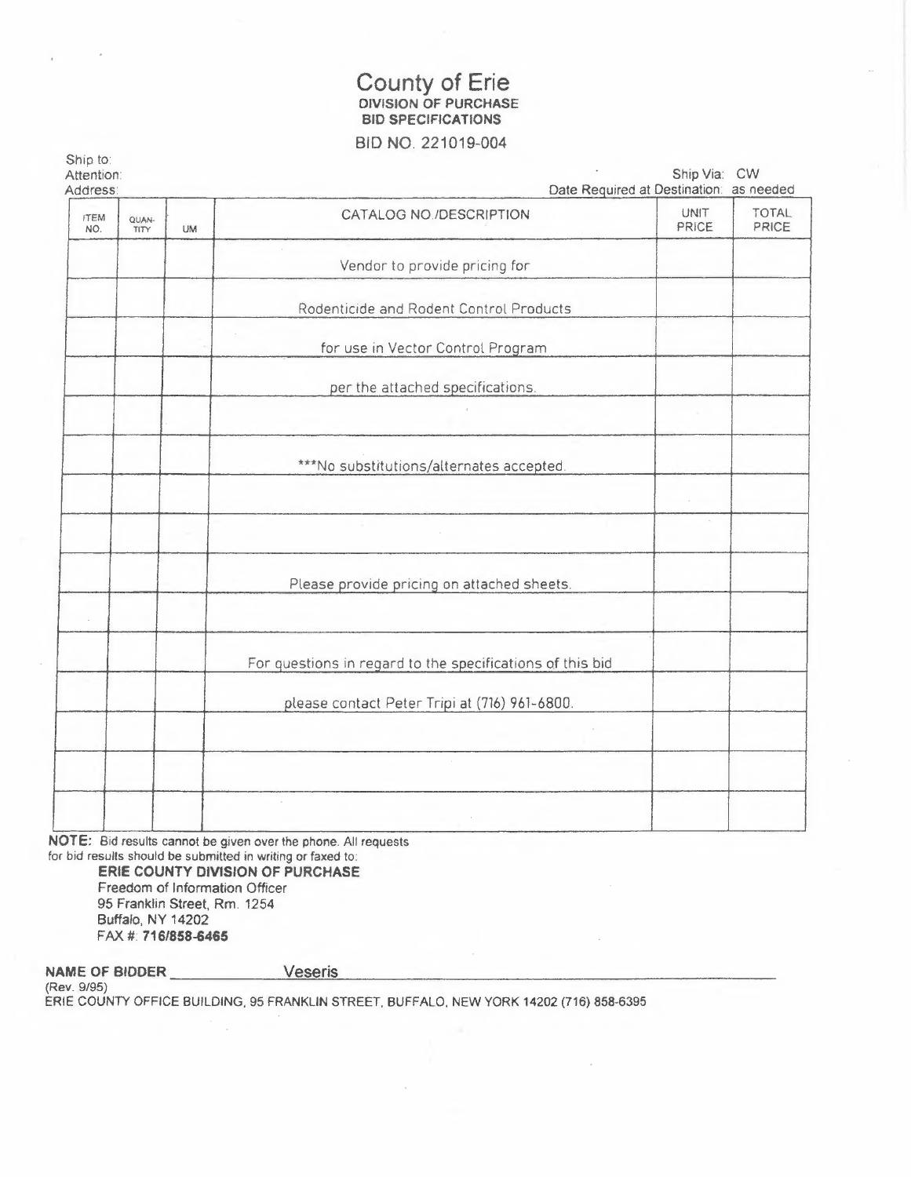# County of Erie

**DIVISION OF PURCHASE**
**BID SPECIFICATIONS**

BID NO. 221019-004

Ship to:
Attention:
Address:

Ship Via: CW
Date Required at Destination: as needed

| ITEM NO. | QUANTITY | UM | CATALOG NO./DESCRIPTION | UNIT PRICE | TOTAL PRICE |
|---|---|---|---|---|---|
| | | | Vendor to provide pricing for | | |
| | | | Rodenticide and Rodent Control Products | | |
| | | | for use in Vector Control Program | | |
| | | | per the attached specifications. | | |
| | | | | | |
| | | | ***No substitutions/alternates accepted. | | |
| | | | | | |
| | | | | | |
| | | | Please provide pricing on attached sheets. | | |
| | | | | | |
| | | | For questions in regard to the specifications of this bid | | |
| | | | please contact Peter Tripi at (716) 961-6800. | | |
| | | | | | |
| | | | | | |
| | | | | | |

**NOTE:** Bid results cannot be given over the phone. All requests for bid results should be submitted in writing or faxed to:

**ERIE COUNTY DIVISION OF PURCHASE**
Freedom of Information Officer
95 Franklin Street, Rm. 1254
Buffalo, NY 14202
FAX #: **716/858-6465**

**NAME OF BIDDER** Veseris

(Rev. 9/95)
ERIE COUNTY OFFICE BUILDING, 95 FRANKLIN STREET, BUFFALO, NEW YORK 14202 (716) 858-6395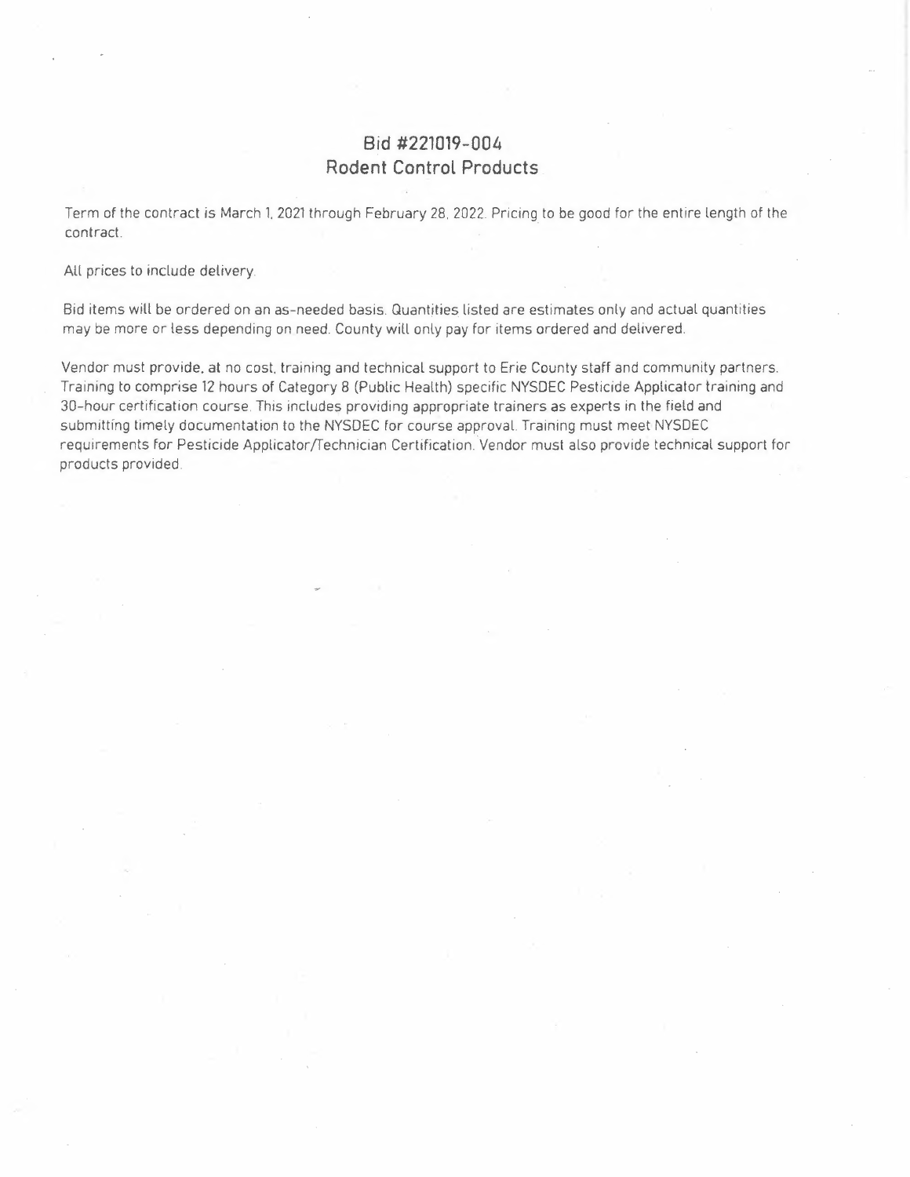# Bid #221019-004
## Rodent Control Products

Term of the contract is March 1, 2021 through February 28, 2022. Pricing to be good for the entire length of the contract.

All prices to include delivery.

Bid items will be ordered on an as-needed basis. Quantities listed are estimates only and actual quantities may be more or less depending on need. County will only pay for items ordered and delivered.

Vendor must provide, at no cost, training and technical support to Erie County staff and community partners. Training to comprise 12 hours of Category 8 (Public Health) specific NYSDEC Pesticide Applicator training and 30-hour certification course. This includes providing appropriate trainers as experts in the field and submitting timely documentation to the NYSDEC for course approval. Training must meet NYSDEC requirements for Pesticide Applicator/Technician Certification. Vendor must also provide technical support for products provided.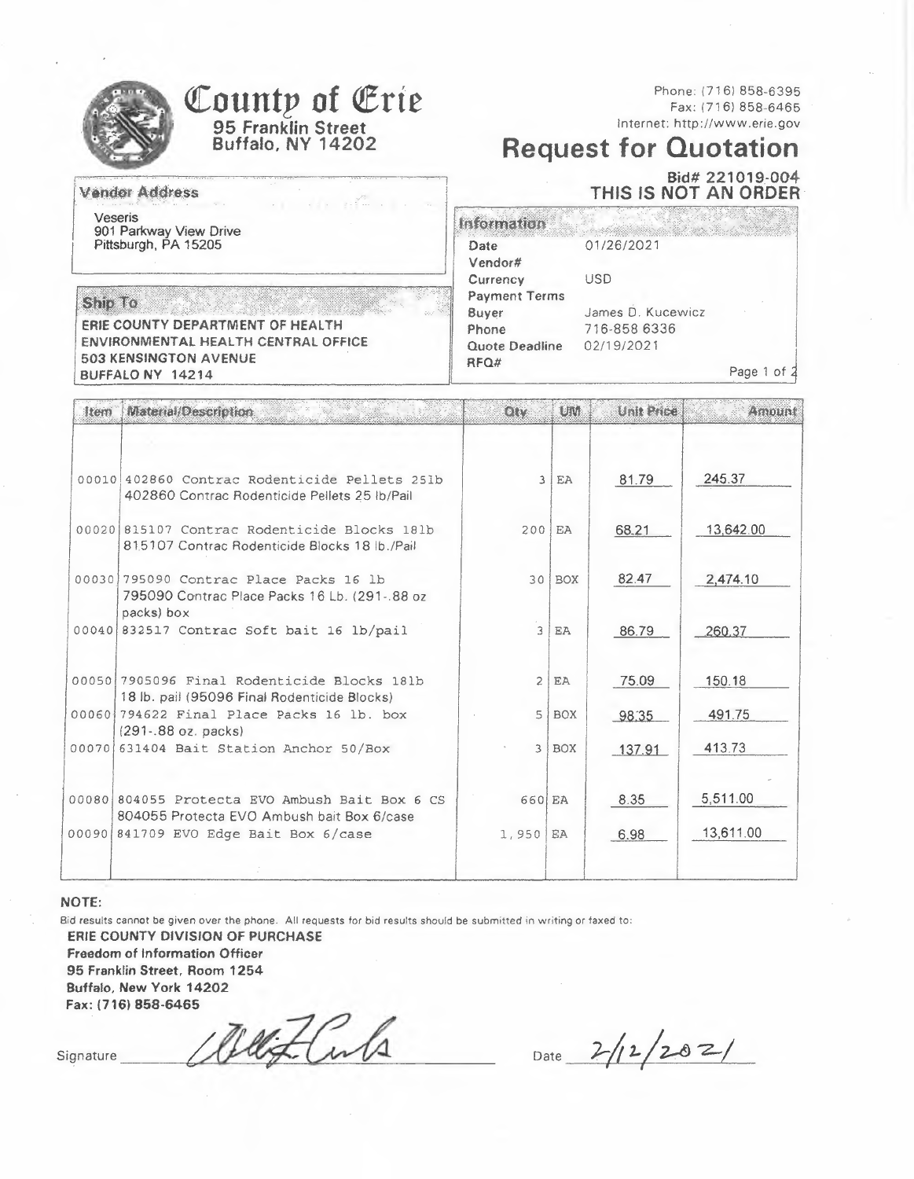# County of Erie

95 Franklin Street
Buffalo, NY 14202

Phone: (716) 858-6395
Fax: (716) 858-6465
Internet: http://www.erie.gov

## Request for Quotation

**Bid# 221019-004**
**THIS IS NOT AN ORDER**

**Vendor Address**

Veseris
901 Parkway View Drive
Pittsburgh, PA 15205

**Ship To**

ERIE COUNTY DEPARTMENT OF HEALTH
ENVIRONMENTAL HEALTH CENTRAL OFFICE
503 KENSINGTON AVENUE
BUFFALO NY 14214

**Information**

| | |
|---|---|
| Date | 01/26/2021 |
| Vendor# | |
| Currency | USD |
| Payment Terms | |
| Buyer | James D. Kucewicz |
| Phone | 716-858 6336 |
| Quote Deadline | 02/19/2021 |
| RFQ# | |

| Item | Material/Description | Qty | UM | Unit Price | Amount |
|---|---|---|---|---|---|
| 00010 | 402860 Contrac Rodenticide Pellets 25lb<br>402860 Contrac Rodenticide Pellets 25 lb/Pail | 3 | EA | 81.79 | 245.37 |
| 00020 | 815107 Contrac Rodenticide Blocks 18lb<br>815107 Contrac Rodenticide Blocks 18 lb./Pail | 200 | EA | 68.21 | 13,642.00 |
| 00030 | 795090 Contrac Place Packs 16 lb<br>795090 Contrac Place Packs 16 Lb. (291-.88 oz packs) box | 30 | BOX | 82.47 | 2,474.10 |
| 00040 | 832517 Contrac Soft bait 16 lb/pail | 3 | EA | 86.79 | 260.37 |
| 00050 | 7905096 Final Rodenticide Blocks 18lb<br>18 lb. pail (95096 Final Rodenticide Blocks) | 2 | EA | 75.09 | 150.18 |
| 00060 | 794622 Final Place Packs 16 lb. box<br>(291-.88 oz. packs) | 5 | BOX | 98.35 | 491.75 |
| 00070 | 631404 Bait Station Anchor 50/Box | 3 | BOX | 137.91 | 413.73 |
| 00080 | 804055 Protecta EVO Ambush Bait Box 6 CS<br>804055 Protecta EVO Ambush bait Box 6/case | 660 | EA | 8.35 | 5,511.00 |
| 00090 | 841709 EVO Edge Bait Box 6/case | 1,950 | EA | 6.98 | 13,611.00 |

**NOTE:**

Bid results cannot be given over the phone. All requests for bid results should be submitted in writing or faxed to:

**ERIE COUNTY DIVISION OF PURCHASE**
**Freedom of Information Officer**
**95 Franklin Street, Room 1254**
**Buffalo, New York 14202**
**Fax: (716) 858-6465**

Signature _[signature]_ Date 2/12/2021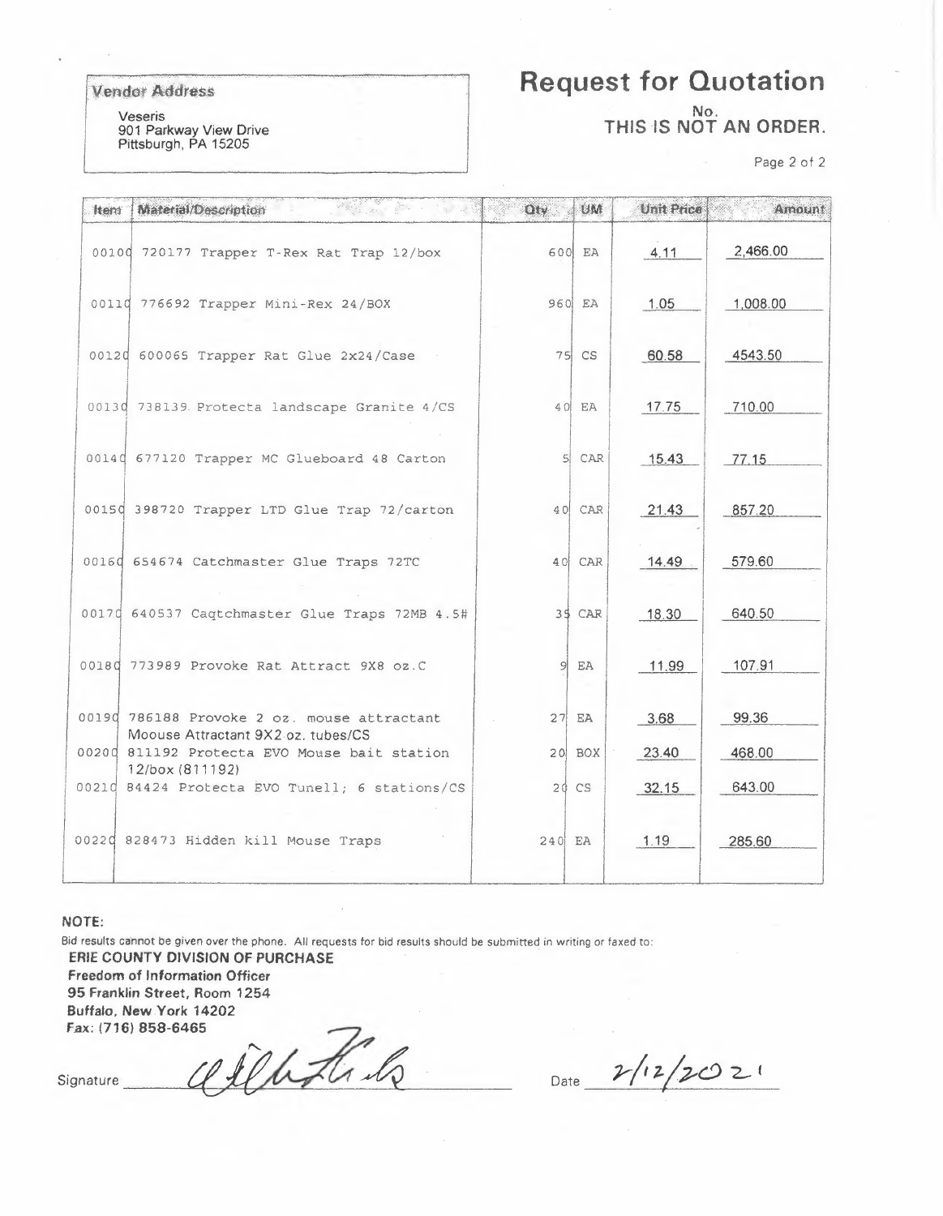**Vendor Address**

Veseris
901 Parkway View Drive
Pittsburgh, PA 15205

# Request for Quotation

No.
**THIS IS NOT AN ORDER.**

| Item | Material/Description | Qty | UM | Unit Price | Amount |
|---|---|---|---|---|---|
| 00100 | 720177 Trapper T-Rex Rat Trap 12/box | 600 | EA | 4.11 | 2,466.00 |
| 00110 | 776692 Trapper Mini-Rex 24/BOX | 960 | EA | 1.05 | 1,008.00 |
| 00120 | 600065 Trapper Rat Glue 2x24/Case | 75 | CS | 60.58 | 4543.50 |
| 00130 | 738139 Protecta landscape Granite 4/CS | 40 | EA | 17.75 | 710.00 |
| 00140 | 677120 Trapper MC Glueboard 48 Carton | 5 | CAR | 15.43 | 77.15 |
| 00150 | 398720 Trapper LTD Glue Trap 72/carton | 40 | CAR | 21.43 | 857.20 |
| 00160 | 654674 Catchmaster Glue Traps 72TC | 40 | CAR | 14.49 | 579.60 |
| 00170 | 640537 Caqtchmaster Glue Traps 72MB 4.5# | 35 | CAR | 18.30 | 640.50 |
| 00180 | 773989 Provoke Rat Attract 9X8 oz.C | 9 | EA | 11.99 | 107.91 |
| 00190 | 786188 Provoke 2 oz. mouse attractant Moouse Attractant 9X2 oz. tubes/CS | 27 | EA | 3.68 | 99.36 |
| 00200 | 811192 Protecta EVO Mouse bait station 12/box (811192) | 20 | BOX | 23.40 | 468.00 |
| 00210 | 84424 Protecta EVO Tunell; 6 stations/CS | 20 | CS | 32.15 | 643.00 |
| 00220 | 828473 Hidden kill Mouse Traps | 240 | EA | 1.19 | 285.60 |

**NOTE:**

Bid results cannot be given over the phone. All requests for bid results should be submitted in writing or faxed to:

**ERIE COUNTY DIVISION OF PURCHASE**
**Freedom of Information Officer**
**95 Franklin Street, Room 1254**
**Buffalo, New York 14202**
**Fax: (716) 858-6465**

Signature ____________________ Date 2/12/2021